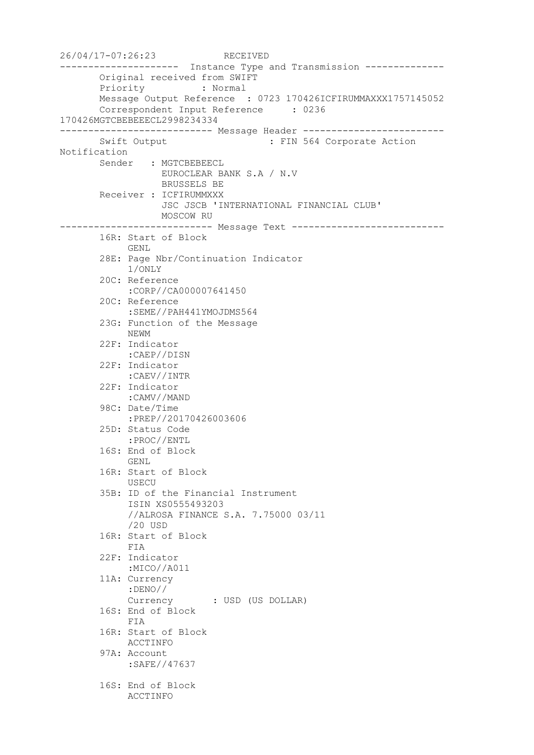```
26/04/17-07:26:23            RECEIVED
---------------------  Instance Type and Transmission --------------
       Original received from SWIFT
       Priority          : Normal
       Message Output Reference  : 0723 170426ICFIRUMMAXXX1757145052
       Correspondent Input Reference     : 0236
170426MGTCBEBEEECL2998234334
--------------------------- Message Header -------------------------
       Swift Output                  : FIN 564 Corporate Action
Notification
       Sender   : MGTCBEBEECL
                  EUROCLEAR BANK S.A / N.V
                  BRUSSELS BE
       Receiver : ICFIRUMMXXX
                  JSC JSCB 'INTERNATIONAL FINANCIAL CLUB'
                  MOSCOW RU
--------------------------- Message Text ---------------------------
       16R: Start of Block
            GENL
       28E: Page Nbr/Continuation Indicator
            1/ONLY
       20C: Reference
            :CORP//CA000007641450
       20C: Reference
            :SEME//PAH441YMOJDMS564
       23G: Function of the Message
            NEWM
       22F: Indicator
            :CAEP//DISN
       22F: Indicator
            :CAEV//INTR
       22F: Indicator
            :CAMV//MAND
       98C: Date/Time
            :PREP//20170426003606
       25D: Status Code
            :PROC//ENTL
       16S: End of Block
            GENL
       16R: Start of Block
            USECU
       35B: ID of the Financial Instrument
            ISIN XS0555493203
            //ALROSA FINANCE S.A. 7.75000 03/11
            /20 USD
       16R: Start of Block
            FIA
       22F: Indicator
            :MICO//A011
       11A: Currency
            :DENO//
            Currency       : USD (US DOLLAR)
       16S: End of Block
            FIA
       16R: Start of Block
            ACCTINFO
       97A: Account
            :SAFE//47637

       16S: End of Block
            ACCTINFO
```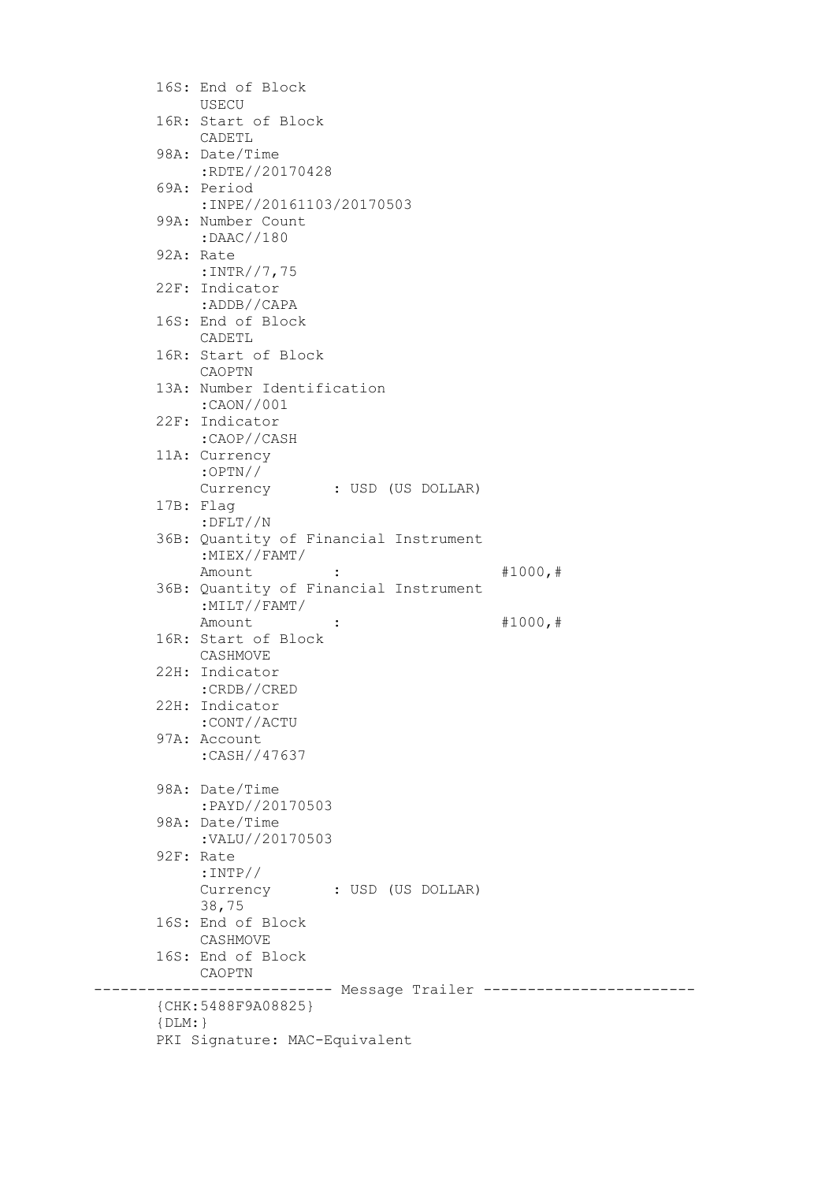```
        16S: End of Block
             USECU
        16R: Start of Block
             CADETL
        98A: Date/Time
             :RDTE//20170428
        69A: Period
             :INPE//20161103/20170503
        99A: Number Count
             :DAAC//180
        92A: Rate
             :INTR//7,75
        22F: Indicator
             :ADDB//CAPA
        16S: End of Block
             CADETL
        16R: Start of Block
             CAOPTN
        13A: Number Identification
             :CAON//001
        22F: Indicator
             :CAOP//CASH
        11A: Currency
             :OPTN//
             Currency       : USD (US DOLLAR)
        17B: Flag
             :DFLT//N
        36B: Quantity of Financial Instrument
             :MIEX//FAMT/
             Amount         :                   #1000,#
        36B: Quantity of Financial Instrument
             :MILT//FAMT/
             Amount         :                   #1000,#
        16R: Start of Block
             CASHMOVE
        22H: Indicator
             :CRDB//CRED
        22H: Indicator
             :CONT//ACTU
        97A: Account
             :CASH//47637

        98A: Date/Time
             :PAYD//20170503
        98A: Date/Time
             :VALU//20170503
        92F: Rate
             :INTP//
             Currency       : USD (US DOLLAR)
             38,75
        16S: End of Block
             CASHMOVE
        16S: End of Block
             CAOPTN
--------------------------- Message Trailer ------------------------
        {CHK:5488F9A08825}
        {DLM:}
        PKI Signature: MAC-Equivalent
```